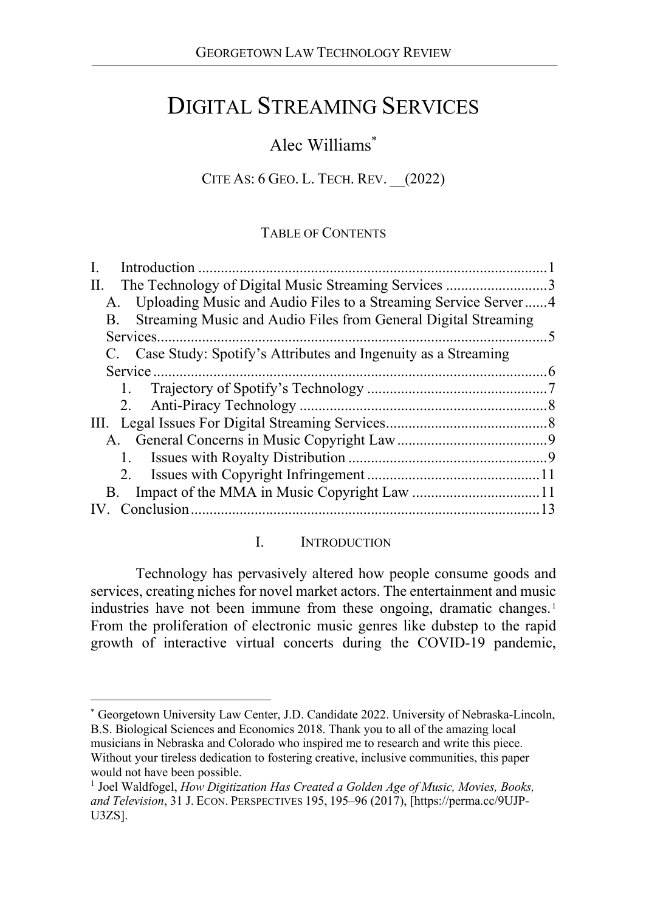# DIGITAL STREAMING SERVICES

Alec Williams[*]

CITE AS: 6 GEO. L. TECH. REV. __(2022)

TABLE OF CONTENTS

I. Introduction ............................................................................................1
II. The Technology of Digital Music Streaming Services ...........................3
  A. Uploading Music and Audio Files to a Streaming Service Server ......4
  B. Streaming Music and Audio Files from General Digital Streaming Services.......................................................................................................5
  C. Case Study: Spotify's Attributes and Ingenuity as a Streaming Service .......................................................................................................6
    1. Trajectory of Spotify's Technology ................................................7
    2. Anti-Piracy Technology ..................................................................8
III. Legal Issues For Digital Streaming Services...........................................8
  A. General Concerns in Music Copyright Law........................................9
    1. Issues with Royalty Distribution .....................................................9
    2. Issues with Copyright Infringement ..............................................11
  B. Impact of the MMA in Music Copyright Law ..................................11
IV. Conclusion............................................................................................13

## I. INTRODUCTION

Technology has pervasively altered how people consume goods and services, creating niches for novel market actors. The entertainment and music industries have not been immune from these ongoing, dramatic changes.[1] From the proliferation of electronic music genres like dubstep to the rapid growth of interactive virtual concerts during the COVID-19 pandemic,

---

[*] Georgetown University Law Center, J.D. Candidate 2022. University of Nebraska-Lincoln, B.S. Biological Sciences and Economics 2018. Thank you to all of the amazing local musicians in Nebraska and Colorado who inspired me to research and write this piece. Without your tireless dedication to fostering creative, inclusive communities, this paper would not have been possible.

[1] Joel Waldfogel, *How Digitization Has Created a Golden Age of Music, Movies, Books, and Television*, 31 J. ECON. PERSPECTIVES 195, 195–96 (2017), [https://perma.cc/9UJP-U3ZS].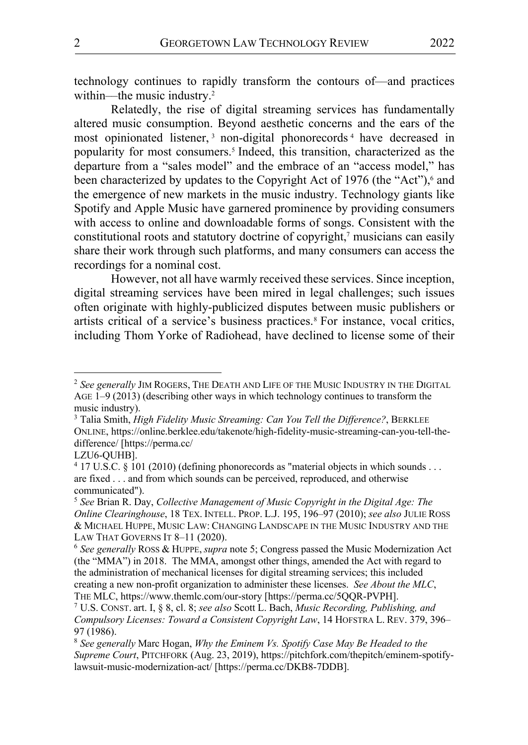technology continues to rapidly transform the contours of—and practices within—the music industry.[2]

Relatedly, the rise of digital streaming services has fundamentally altered music consumption. Beyond aesthetic concerns and the ears of the most opinionated listener,[3] non-digital phonorecords[4] have decreased in popularity for most consumers.[5] Indeed, this transition, characterized as the departure from a "sales model" and the embrace of an "access model," has been characterized by updates to the Copyright Act of 1976 (the "Act"),[6] and the emergence of new markets in the music industry. Technology giants like Spotify and Apple Music have garnered prominence by providing consumers with access to online and downloadable forms of songs. Consistent with the constitutional roots and statutory doctrine of copyright,[7] musicians can easily share their work through such platforms, and many consumers can access the recordings for a nominal cost.

However, not all have warmly received these services. Since inception, digital streaming services have been mired in legal challenges; such issues often originate with highly-publicized disputes between music publishers or artists critical of a service's business practices.[8] For instance, vocal critics, including Thom Yorke of Radiohead, have declined to license some of their

---

[2] *See generally* JIM ROGERS, THE DEATH AND LIFE OF THE MUSIC INDUSTRY IN THE DIGITAL AGE 1–9 (2013) (describing other ways in which technology continues to transform the music industry).

[3] Talia Smith, *High Fidelity Music Streaming: Can You Tell the Difference?*, BERKLEE ONLINE, https://online.berklee.edu/takenote/high-fidelity-music-streaming-can-you-tell-the-difference/ [https://perma.cc/LZU6-QUHB].

[4] 17 U.S.C. § 101 (2010) (defining phonorecords as "material objects in which sounds . . . are fixed . . . and from which sounds can be perceived, reproduced, and otherwise communicated").

[5] *See* Brian R. Day, *Collective Management of Music Copyright in the Digital Age: The Online Clearinghouse*, 18 TEX. INTELL. PROP. L.J. 195, 196–97 (2010); *see also* JULIE ROSS & MICHAEL HUPPE, MUSIC LAW: CHANGING LANDSCAPE IN THE MUSIC INDUSTRY AND THE LAW THAT GOVERNS IT 8–11 (2020).

[6] *See generally* ROSS & HUPPE, *supra* note 5; Congress passed the Music Modernization Act (the "MMA") in 2018. The MMA, amongst other things, amended the Act with regard to the administration of mechanical licenses for digital streaming services; this included creating a new non-profit organization to administer these licenses. *See About the MLC*, THE MLC, https://www.themlc.com/our-story [https://perma.cc/5QQR-PVPH].

[7] U.S. CONST. art. I, § 8, cl. 8; *see also* Scott L. Bach, *Music Recording, Publishing, and Compulsory Licenses: Toward a Consistent Copyright Law*, 14 HOFSTRA L. REV. 379, 396–97 (1986).

[8] *See generally* Marc Hogan, *Why the Eminem Vs. Spotify Case May Be Headed to the Supreme Court*, PITCHFORK (Aug. 23, 2019), https://pitchfork.com/thepitch/eminem-spotify-lawsuit-music-modernization-act/ [https://perma.cc/DKB8-7DDB].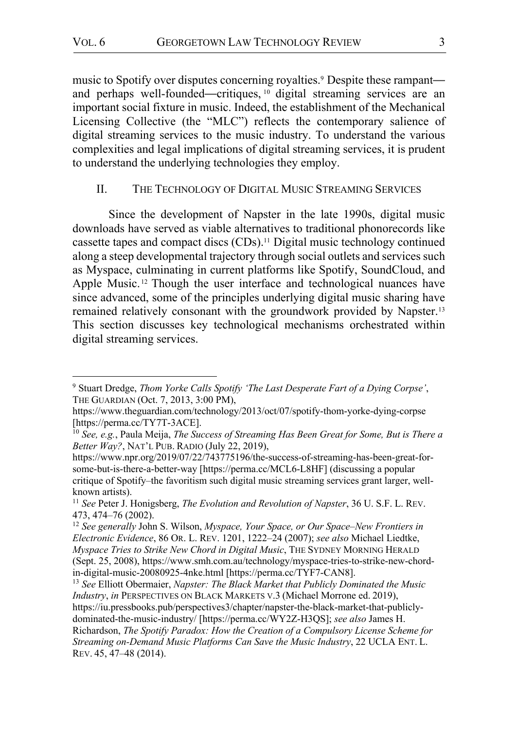music to Spotify over disputes concerning royalties.[9] Despite these rampant—and perhaps well-founded—critiques,[10] digital streaming services are an important social fixture in music. Indeed, the establishment of the Mechanical Licensing Collective (the "MLC") reflects the contemporary salience of digital streaming services to the music industry. To understand the various complexities and legal implications of digital streaming services, it is prudent to understand the underlying technologies they employ.

## II. The Technology of Digital Music Streaming Services

Since the development of Napster in the late 1990s, digital music downloads have served as viable alternatives to traditional phonorecords like cassette tapes and compact discs (CDs).[11] Digital music technology continued along a steep developmental trajectory through social outlets and services such as Myspace, culminating in current platforms like Spotify, SoundCloud, and Apple Music.[12] Though the user interface and technological nuances have since advanced, some of the principles underlying digital music sharing have remained relatively consonant with the groundwork provided by Napster.[13] This section discusses key technological mechanisms orchestrated within digital streaming services.

---

[9] Stuart Dredge, *Thom Yorke Calls Spotify 'The Last Desperate Fart of a Dying Corpse'*, THE GUARDIAN (Oct. 7, 2013, 3:00 PM), https://www.theguardian.com/technology/2013/oct/07/spotify-thom-yorke-dying-corpse [https://perma.cc/TY7T-3ACE].

[10] *See, e.g.*, Paula Meija, *The Success of Streaming Has Been Great for Some, But is There a Better Way?*, NAT'L PUB. RADIO (July 22, 2019), https://www.npr.org/2019/07/22/743775196/the-success-of-streaming-has-been-great-for-some-but-is-there-a-better-way [https://perma.cc/MCL6-L8HF] (discussing a popular critique of Spotify–the favoritism such digital music streaming services grant larger, well-known artists).

[11] *See* Peter J. Honigsberg, *The Evolution and Revolution of Napster*, 36 U. S.F. L. REV. 473, 474–76 (2002).

[12] *See generally* John S. Wilson, *Myspace, Your Space, or Our Space–New Frontiers in Electronic Evidence*, 86 OR. L. REV. 1201, 1222–24 (2007); *see also* Michael Liedtke, *Myspace Tries to Strike New Chord in Digital Music*, THE SYDNEY MORNING HERALD (Sept. 25, 2008), https://www.smh.com.au/technology/myspace-tries-to-strike-new-chord-in-digital-music-20080925-4nke.html [https://perma.cc/TYF7-CAN8].

[13] *See* Elliott Obermaier, *Napster: The Black Market that Publicly Dominated the Music Industry*, *in* PERSPECTIVES ON BLACK MARKETS V.3 (Michael Morrone ed. 2019), https://iu.pressbooks.pub/perspectives3/chapter/napster-the-black-market-that-publicly-dominated-the-music-industry/ [https://perma.cc/WY2Z-H3QS]; *see also* James H. Richardson, *The Spotify Paradox: How the Creation of a Compulsory License Scheme for Streaming on-Demand Music Platforms Can Save the Music Industry*, 22 UCLA ENT. L. REV. 45, 47–48 (2014).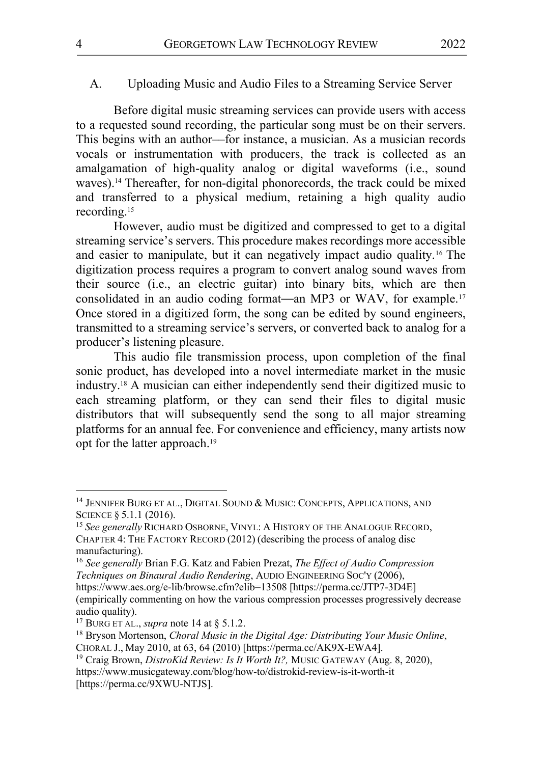### A. Uploading Music and Audio Files to a Streaming Service Server

Before digital music streaming services can provide users with access to a requested sound recording, the particular song must be on their servers. This begins with an author—for instance, a musician. As a musician records vocals or instrumentation with producers, the track is collected as an amalgamation of high-quality analog or digital waveforms (i.e., sound waves).[14] Thereafter, for non-digital phonorecords, the track could be mixed and transferred to a physical medium, retaining a high quality audio recording.[15]

However, audio must be digitized and compressed to get to a digital streaming service's servers. This procedure makes recordings more accessible and easier to manipulate, but it can negatively impact audio quality.[16] The digitization process requires a program to convert analog sound waves from their source (i.e., an electric guitar) into binary bits, which are then consolidated in an audio coding format—an MP3 or WAV, for example.[17] Once stored in a digitized form, the song can be edited by sound engineers, transmitted to a streaming service's servers, or converted back to analog for a producer's listening pleasure.

This audio file transmission process, upon completion of the final sonic product, has developed into a novel intermediate market in the music industry.[18] A musician can either independently send their digitized music to each streaming platform, or they can send their files to digital music distributors that will subsequently send the song to all major streaming platforms for an annual fee. For convenience and efficiency, many artists now opt for the latter approach.[19]

---

[14] JENNIFER BURG ET AL., DIGITAL SOUND & MUSIC: CONCEPTS, APPLICATIONS, AND SCIENCE § 5.1.1 (2016).

[15] *See generally* RICHARD OSBORNE, VINYL: A HISTORY OF THE ANALOGUE RECORD, CHAPTER 4: THE FACTORY RECORD (2012) (describing the process of analog disc manufacturing).

[16] *See generally* Brian F.G. Katz and Fabien Prezat, *The Effect of Audio Compression Techniques on Binaural Audio Rendering*, AUDIO ENGINEERING SOC'Y (2006), https://www.aes.org/e-lib/browse.cfm?elib=13508 [https://perma.cc/JTP7-3D4E] (empirically commenting on how the various compression processes progressively decrease audio quality).

[17] BURG ET AL., *supra* note 14 at § 5.1.2.

[18] Bryson Mortenson, *Choral Music in the Digital Age: Distributing Your Music Online*, CHORAL J., May 2010, at 63, 64 (2010) [https://perma.cc/AK9X-EWA4].

[19] Craig Brown, *DistroKid Review: Is It Worth It?,* MUSIC GATEWAY (Aug. 8, 2020), https://www.musicgateway.com/blog/how-to/distrokid-review-is-it-worth-it [https://perma.cc/9XWU-NTJS].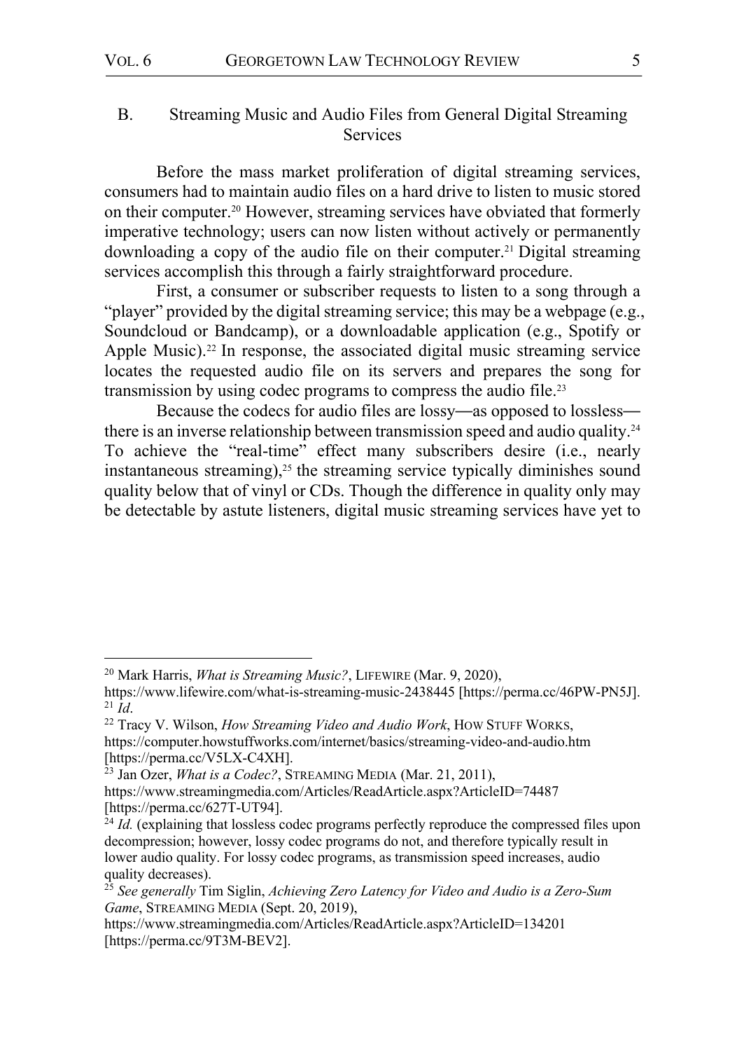### B. Streaming Music and Audio Files from General Digital Streaming Services

Before the mass market proliferation of digital streaming services, consumers had to maintain audio files on a hard drive to listen to music stored on their computer.[20] However, streaming services have obviated that formerly imperative technology; users can now listen without actively or permanently downloading a copy of the audio file on their computer.[21] Digital streaming services accomplish this through a fairly straightforward procedure.

First, a consumer or subscriber requests to listen to a song through a "player" provided by the digital streaming service; this may be a webpage (e.g., Soundcloud or Bandcamp), or a downloadable application (e.g., Spotify or Apple Music).[22] In response, the associated digital music streaming service locates the requested audio file on its servers and prepares the song for transmission by using codec programs to compress the audio file.[23]

Because the codecs for audio files are lossy—as opposed to lossless—there is an inverse relationship between transmission speed and audio quality.[24] To achieve the "real-time" effect many subscribers desire (i.e., nearly instantaneous streaming),[25] the streaming service typically diminishes sound quality below that of vinyl or CDs. Though the difference in quality only may be detectable by astute listeners, digital music streaming services have yet to

---

[20] Mark Harris, *What is Streaming Music?*, LIFEWIRE (Mar. 9, 2020), https://www.lifewire.com/what-is-streaming-music-2438445 [https://perma.cc/46PW-PN5J].

[21] *Id*.

[22] Tracy V. Wilson, *How Streaming Video and Audio Work*, HOW STUFF WORKS, https://computer.howstuffworks.com/internet/basics/streaming-video-and-audio.htm [https://perma.cc/V5LX-C4XH].

[23] Jan Ozer, *What is a Codec?*, STREAMING MEDIA (Mar. 21, 2011), https://www.streamingmedia.com/Articles/ReadArticle.aspx?ArticleID=74487 [https://perma.cc/627T-UT94].

[24] *Id.* (explaining that lossless codec programs perfectly reproduce the compressed files upon decompression; however, lossy codec programs do not, and therefore typically result in lower audio quality. For lossy codec programs, as transmission speed increases, audio quality decreases).

[25] *See generally* Tim Siglin, *Achieving Zero Latency for Video and Audio is a Zero-Sum Game*, STREAMING MEDIA (Sept. 20, 2019), https://www.streamingmedia.com/Articles/ReadArticle.aspx?ArticleID=134201 [https://perma.cc/9T3M-BEV2].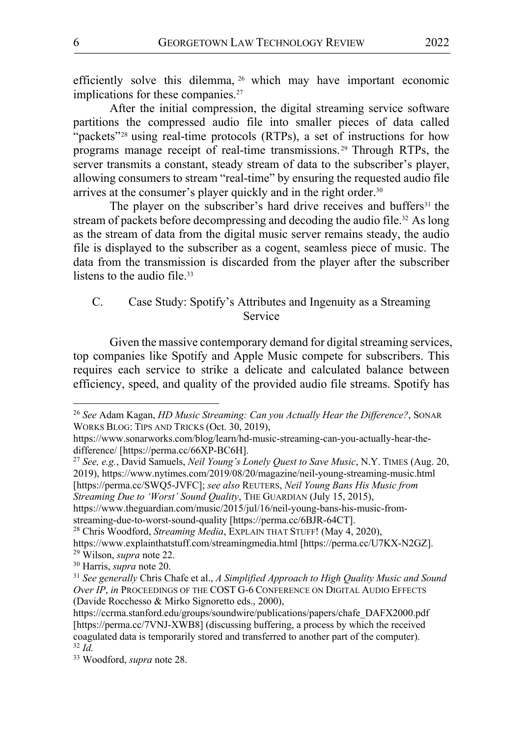efficiently solve this dilemma,[26] which may have important economic implications for these companies.[27]

After the initial compression, the digital streaming service software partitions the compressed audio file into smaller pieces of data called "packets"[28] using real-time protocols (RTPs), a set of instructions for how programs manage receipt of real-time transmissions.[29] Through RTPs, the server transmits a constant, steady stream of data to the subscriber's player, allowing consumers to stream "real-time" by ensuring the requested audio file arrives at the consumer's player quickly and in the right order.[30]

The player on the subscriber's hard drive receives and buffers[31] the stream of packets before decompressing and decoding the audio file.[32] As long as the stream of data from the digital music server remains steady, the audio file is displayed to the subscriber as a cogent, seamless piece of music. The data from the transmission is discarded from the player after the subscriber listens to the audio file.[33]

### C. Case Study: Spotify's Attributes and Ingenuity as a Streaming Service

Given the massive contemporary demand for digital streaming services, top companies like Spotify and Apple Music compete for subscribers. This requires each service to strike a delicate and calculated balance between efficiency, speed, and quality of the provided audio file streams. Spotify has

---

[26] *See* Adam Kagan, *HD Music Streaming: Can you Actually Hear the Difference?*, SONAR WORKS BLOG: TIPS AND TRICKS (Oct. 30, 2019), https://www.sonarworks.com/blog/learn/hd-music-streaming-can-you-actually-hear-the-difference/ [https://perma.cc/66XP-BC6H].

[27] *See, e.g.*, David Samuels, *Neil Young's Lonely Quest to Save Music*, N.Y. TIMES (Aug. 20, 2019), https://www.nytimes.com/2019/08/20/magazine/neil-young-streaming-music.html [https://perma.cc/SWQ5-JVFC]; *see also* REUTERS, *Neil Young Bans His Music from Streaming Due to 'Worst' Sound Quality*, THE GUARDIAN (July 15, 2015), https://www.theguardian.com/music/2015/jul/16/neil-young-bans-his-music-from-streaming-due-to-worst-sound-quality [https://perma.cc/6BJR-64CT].

[28] Chris Woodford, *Streaming Media*, EXPLAIN THAT STUFF! (May 4, 2020), https://www.explainthatstuff.com/streamingmedia.html [https://perma.cc/U7KX-N2GZ].

[29] Wilson, *supra* note 22.

[30] Harris, *supra* note 20.

[31] *See generally* Chris Chafe et al., *A Simplified Approach to High Quality Music and Sound Over IP*, *in* PROCEEDINGS OF THE COST G-6 CONFERENCE ON DIGITAL AUDIO EFFECTS (Davide Rocchesso & Mirko Signoretto eds., 2000), https://ccrma.stanford.edu/groups/soundwire/publications/papers/chafe_DAFX2000.pdf [https://perma.cc/7VNJ-XWB8] (discussing buffering, a process by which the received coagulated data is temporarily stored and transferred to another part of the computer).

[32] *Id.*

[33] Woodford, *supra* note 28.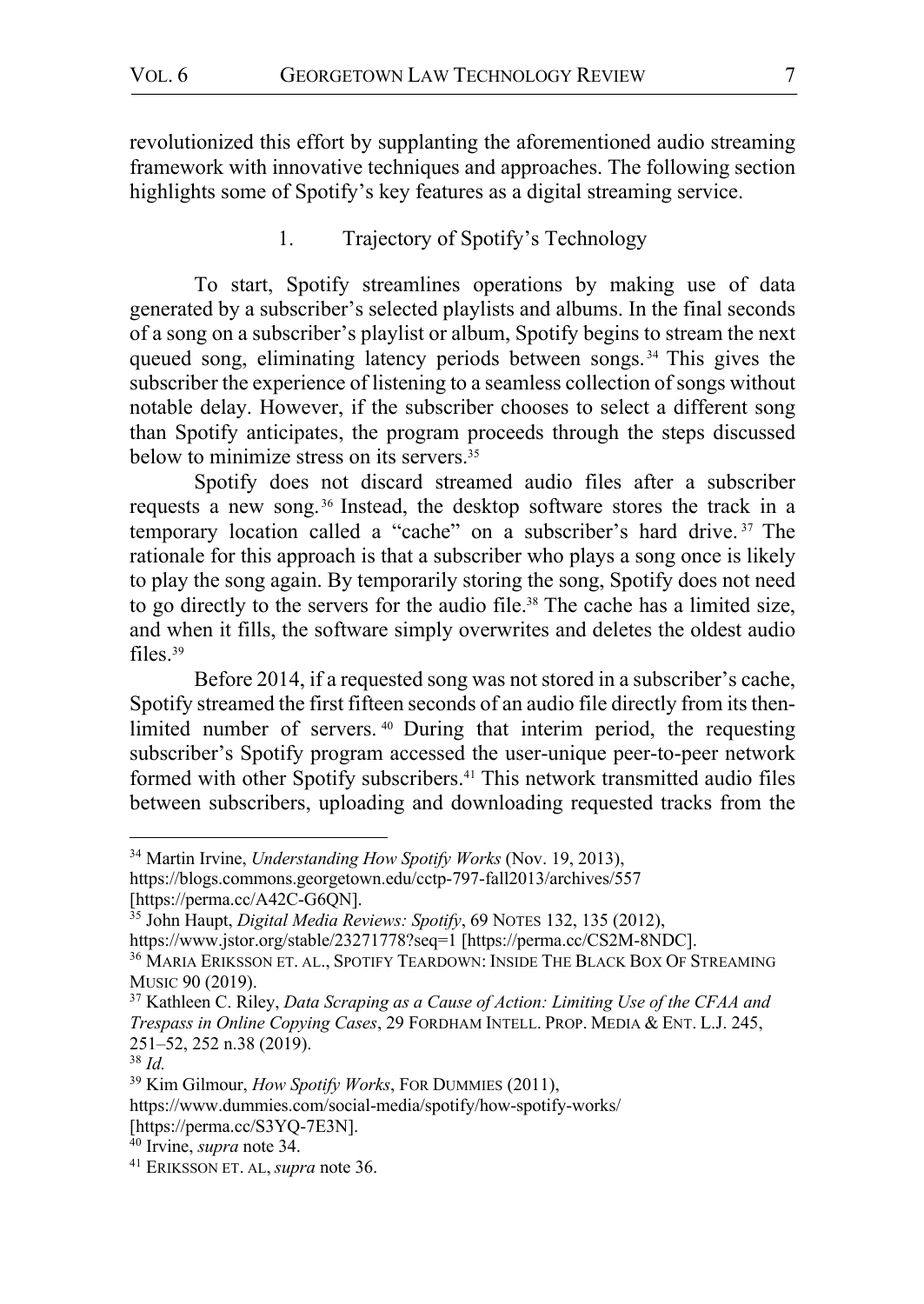revolutionized this effort by supplanting the aforementioned audio streaming framework with innovative techniques and approaches. The following section highlights some of Spotify's key features as a digital streaming service.

### 1. Trajectory of Spotify's Technology

To start, Spotify streamlines operations by making use of data generated by a subscriber's selected playlists and albums. In the final seconds of a song on a subscriber's playlist or album, Spotify begins to stream the next queued song, eliminating latency periods between songs.[34] This gives the subscriber the experience of listening to a seamless collection of songs without notable delay. However, if the subscriber chooses to select a different song than Spotify anticipates, the program proceeds through the steps discussed below to minimize stress on its servers.[35]

Spotify does not discard streamed audio files after a subscriber requests a new song.[36] Instead, the desktop software stores the track in a temporary location called a "cache" on a subscriber's hard drive.[37] The rationale for this approach is that a subscriber who plays a song once is likely to play the song again. By temporarily storing the song, Spotify does not need to go directly to the servers for the audio file.[38] The cache has a limited size, and when it fills, the software simply overwrites and deletes the oldest audio files.[39]

Before 2014, if a requested song was not stored in a subscriber's cache, Spotify streamed the first fifteen seconds of an audio file directly from its then-limited number of servers.[40] During that interim period, the requesting subscriber's Spotify program accessed the user-unique peer-to-peer network formed with other Spotify subscribers.[41] This network transmitted audio files between subscribers, uploading and downloading requested tracks from the

---

[34] Martin Irvine, *Understanding How Spotify Works* (Nov. 19, 2013), https://blogs.commons.georgetown.edu/cctp-797-fall2013/archives/557 [https://perma.cc/A42C-G6QN].

[35] John Haupt, *Digital Media Reviews: Spotify*, 69 NOTES 132, 135 (2012), https://www.jstor.org/stable/23271778?seq=1 [https://perma.cc/CS2M-8NDC].

[36] MARIA ERIKSSON ET. AL., SPOTIFY TEARDOWN: INSIDE THE BLACK BOX OF STREAMING MUSIC 90 (2019).

[37] Kathleen C. Riley, *Data Scraping as a Cause of Action: Limiting Use of the CFAA and Trespass in Online Copying Cases*, 29 FORDHAM INTELL. PROP. MEDIA & ENT. L.J. 245, 251–52, 252 n.38 (2019).

[38] *Id.*

[39] Kim Gilmour, *How Spotify Works*, FOR DUMMIES (2011), https://www.dummies.com/social-media/spotify/how-spotify-works/ [https://perma.cc/S3YQ-7E3N].

[40] Irvine, *supra* note 34.

[41] ERIKSSON ET. AL, *supra* note 36.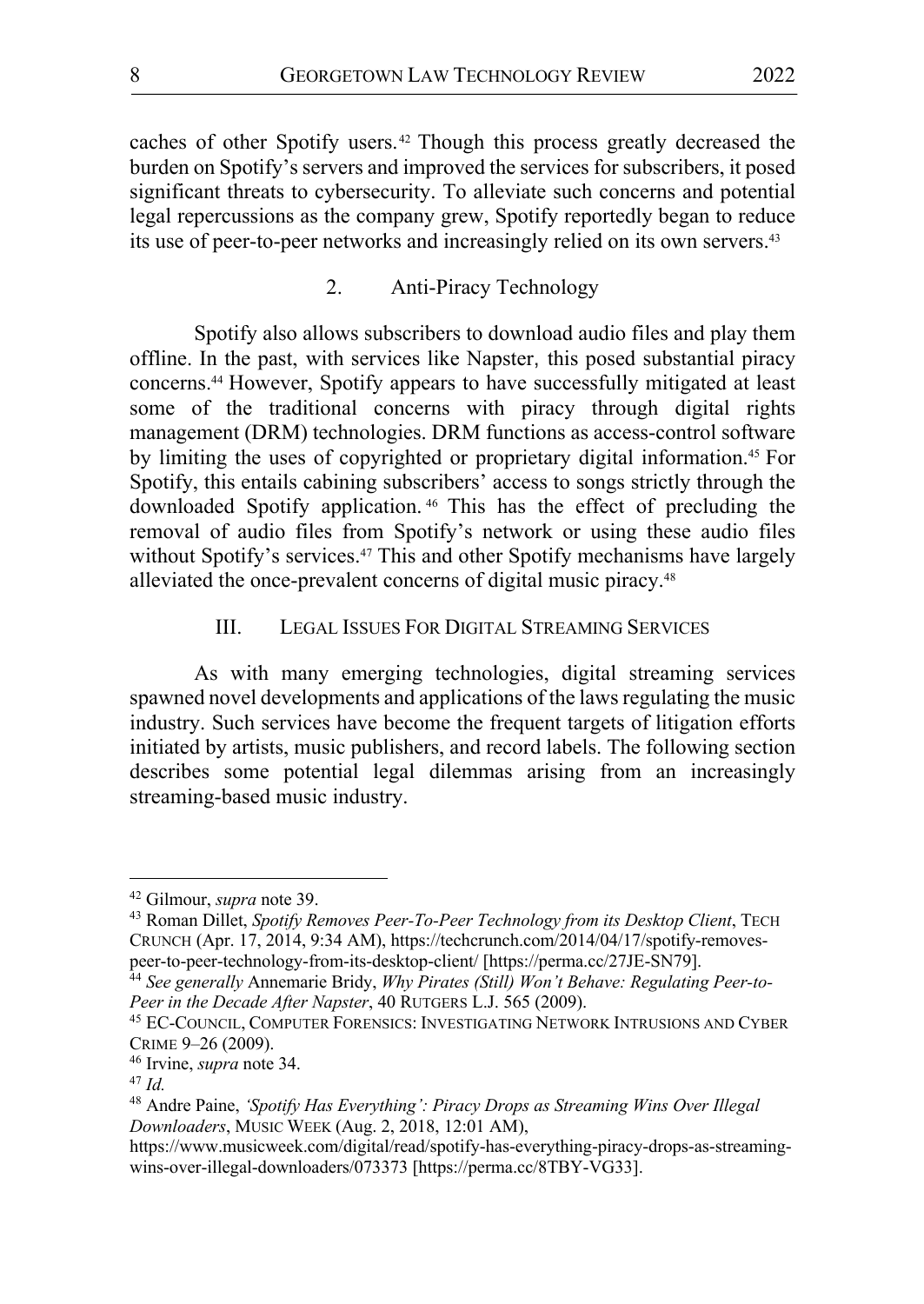caches of other Spotify users.[42] Though this process greatly decreased the burden on Spotify's servers and improved the services for subscribers, it posed significant threats to cybersecurity. To alleviate such concerns and potential legal repercussions as the company grew, Spotify reportedly began to reduce its use of peer-to-peer networks and increasingly relied on its own servers.[43]

### 2. Anti-Piracy Technology

Spotify also allows subscribers to download audio files and play them offline. In the past, with services like Napster, this posed substantial piracy concerns.[44] However, Spotify appears to have successfully mitigated at least some of the traditional concerns with piracy through digital rights management (DRM) technologies. DRM functions as access-control software by limiting the uses of copyrighted or proprietary digital information.[45] For Spotify, this entails cabining subscribers' access to songs strictly through the downloaded Spotify application.[46] This has the effect of precluding the removal of audio files from Spotify's network or using these audio files without Spotify's services.[47] This and other Spotify mechanisms have largely alleviated the once-prevalent concerns of digital music piracy.[48]

## III. Legal Issues For Digital Streaming Services

As with many emerging technologies, digital streaming services spawned novel developments and applications of the laws regulating the music industry. Such services have become the frequent targets of litigation efforts initiated by artists, music publishers, and record labels. The following section describes some potential legal dilemmas arising from an increasingly streaming-based music industry.

---

[42] Gilmour, *supra* note 39.

[43] Roman Dillet, *Spotify Removes Peer-To-Peer Technology from its Desktop Client*, TECH CRUNCH (Apr. 17, 2014, 9:34 AM), https://techcrunch.com/2014/04/17/spotify-removes-peer-to-peer-technology-from-its-desktop-client/ [https://perma.cc/27JE-SN79].

[44] *See generally* Annemarie Bridy, *Why Pirates (Still) Won't Behave: Regulating Peer-to-Peer in the Decade After Napster*, 40 RUTGERS L.J. 565 (2009).

[45] EC-COUNCIL, COMPUTER FORENSICS: INVESTIGATING NETWORK INTRUSIONS AND CYBER CRIME 9–26 (2009).

[46] Irvine, *supra* note 34.

[47] *Id.*

[48] Andre Paine, *'Spotify Has Everything': Piracy Drops as Streaming Wins Over Illegal Downloaders*, MUSIC WEEK (Aug. 2, 2018, 12:01 AM), https://www.musicweek.com/digital/read/spotify-has-everything-piracy-drops-as-streaming-wins-over-illegal-downloaders/073373 [https://perma.cc/8TBY-VG33].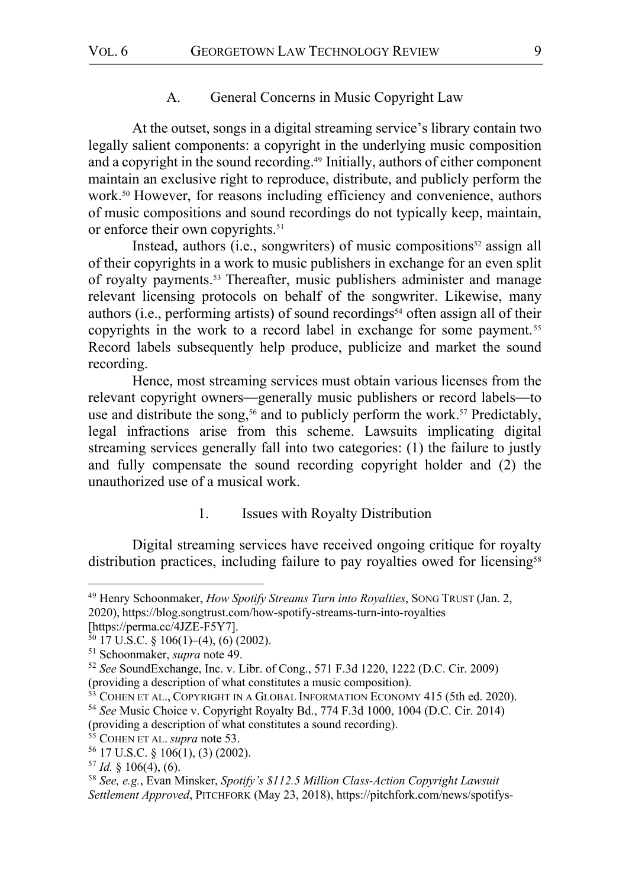### A. General Concerns in Music Copyright Law

At the outset, songs in a digital streaming service's library contain two legally salient components: a copyright in the underlying music composition and a copyright in the sound recording.[49] Initially, authors of either component maintain an exclusive right to reproduce, distribute, and publicly perform the work.[50] However, for reasons including efficiency and convenience, authors of music compositions and sound recordings do not typically keep, maintain, or enforce their own copyrights.[51]

Instead, authors (i.e., songwriters) of music compositions[52] assign all of their copyrights in a work to music publishers in exchange for an even split of royalty payments.[53] Thereafter, music publishers administer and manage relevant licensing protocols on behalf of the songwriter. Likewise, many authors (i.e., performing artists) of sound recordings[54] often assign all of their copyrights in the work to a record label in exchange for some payment.[55] Record labels subsequently help produce, publicize and market the sound recording.

Hence, most streaming services must obtain various licenses from the relevant copyright owners—generally music publishers or record labels—to use and distribute the song,[56] and to publicly perform the work.[57] Predictably, legal infractions arise from this scheme. Lawsuits implicating digital streaming services generally fall into two categories: (1) the failure to justly and fully compensate the sound recording copyright holder and (2) the unauthorized use of a musical work.

#### 1. Issues with Royalty Distribution

Digital streaming services have received ongoing critique for royalty distribution practices, including failure to pay royalties owed for licensing[58]

---

[49] Henry Schoonmaker, *How Spotify Streams Turn into Royalties*, SONG TRUST (Jan. 2, 2020), https://blog.songtrust.com/how-spotify-streams-turn-into-royalties [https://perma.cc/4JZE-F5Y7].

[50] 17 U.S.C. § 106(1)–(4), (6) (2002).

[51] Schoonmaker, *supra* note 49.

[52] *See* SoundExchange, Inc. v. Libr. of Cong., 571 F.3d 1220, 1222 (D.C. Cir. 2009) (providing a description of what constitutes a music composition).

[53] COHEN ET AL., COPYRIGHT IN A GLOBAL INFORMATION ECONOMY 415 (5th ed. 2020).

[54] *See* Music Choice v. Copyright Royalty Bd., 774 F.3d 1000, 1004 (D.C. Cir. 2014) (providing a description of what constitutes a sound recording).

[55] COHEN ET AL. *supra* note 53.

[56] 17 U.S.C. § 106(1), (3) (2002).

[57] *Id.* § 106(4), (6).

[58] *See, e.g.*, Evan Minsker, *Spotify's $112.5 Million Class-Action Copyright Lawsuit Settlement Approved*, PITCHFORK (May 23, 2018), https://pitchfork.com/news/spotifys-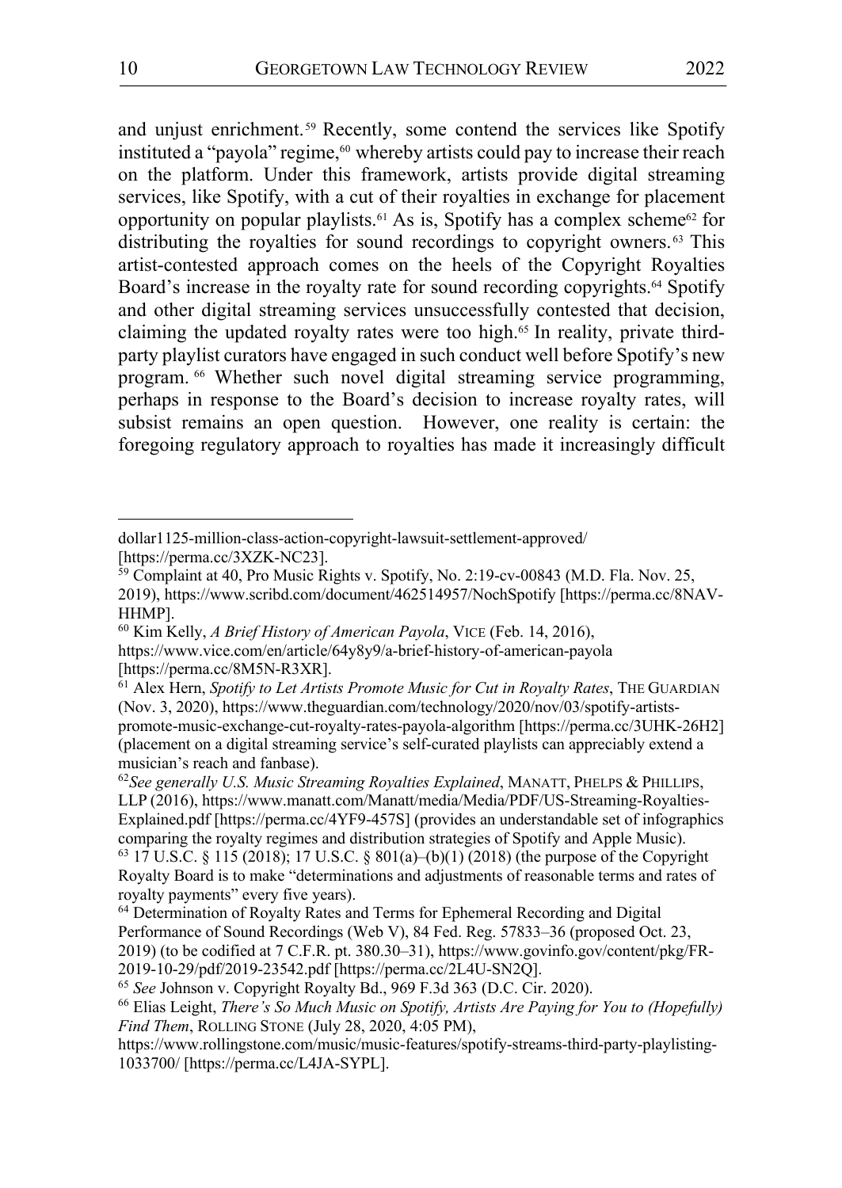and unjust enrichment.[59] Recently, some contend the services like Spotify instituted a "payola" regime,[60] whereby artists could pay to increase their reach on the platform. Under this framework, artists provide digital streaming services, like Spotify, with a cut of their royalties in exchange for placement opportunity on popular playlists.[61] As is, Spotify has a complex scheme[62] for distributing the royalties for sound recordings to copyright owners.[63] This artist-contested approach comes on the heels of the Copyright Royalties Board's increase in the royalty rate for sound recording copyrights.[64] Spotify and other digital streaming services unsuccessfully contested that decision, claiming the updated royalty rates were too high.[65] In reality, private third-party playlist curators have engaged in such conduct well before Spotify's new program.[66] Whether such novel digital streaming service programming, perhaps in response to the Board's decision to increase royalty rates, will subsist remains an open question. However, one reality is certain: the foregoing regulatory approach to royalties has made it increasingly difficult

---

dollar1125-million-class-action-copyright-lawsuit-settlement-approved/ [https://perma.cc/3XZK-NC23].

[59] Complaint at 40, Pro Music Rights v. Spotify, No. 2:19-cv-00843 (M.D. Fla. Nov. 25, 2019), https://www.scribd.com/document/462514957/NochSpotify [https://perma.cc/8NAV-HHMP].

[60] Kim Kelly, *A Brief History of American Payola*, VICE (Feb. 14, 2016), https://www.vice.com/en/article/64y8y9/a-brief-history-of-american-payola [https://perma.cc/8M5N-R3XR].

[61] Alex Hern, *Spotify to Let Artists Promote Music for Cut in Royalty Rates*, THE GUARDIAN (Nov. 3, 2020), https://www.theguardian.com/technology/2020/nov/03/spotify-artists-promote-music-exchange-cut-royalty-rates-payola-algorithm [https://perma.cc/3UHK-26H2] (placement on a digital streaming service's self-curated playlists can appreciably extend a musician's reach and fanbase).

[62] *See generally U.S. Music Streaming Royalties Explained*, MANATT, PHELPS & PHILLIPS, LLP (2016), https://www.manatt.com/Manatt/media/Media/PDF/US-Streaming-Royalties-Explained.pdf [https://perma.cc/4YF9-457S] (provides an understandable set of infographics comparing the royalty regimes and distribution strategies of Spotify and Apple Music).

[63] 17 U.S.C. § 115 (2018); 17 U.S.C. § 801(a)–(b)(1) (2018) (the purpose of the Copyright Royalty Board is to make "determinations and adjustments of reasonable terms and rates of royalty payments" every five years).

[64] Determination of Royalty Rates and Terms for Ephemeral Recording and Digital Performance of Sound Recordings (Web V), 84 Fed. Reg. 57833–36 (proposed Oct. 23, 2019) (to be codified at 7 C.F.R. pt. 380.30–31), https://www.govinfo.gov/content/pkg/FR-2019-10-29/pdf/2019-23542.pdf [https://perma.cc/2L4U-SN2Q].

[65] *See* Johnson v. Copyright Royalty Bd., 969 F.3d 363 (D.C. Cir. 2020).

[66] Elias Leight, *There's So Much Music on Spotify, Artists Are Paying for You to (Hopefully) Find Them*, ROLLING STONE (July 28, 2020, 4:05 PM), https://www.rollingstone.com/music/music-features/spotify-streams-third-party-playlisting-1033700/ [https://perma.cc/L4JA-SYPL].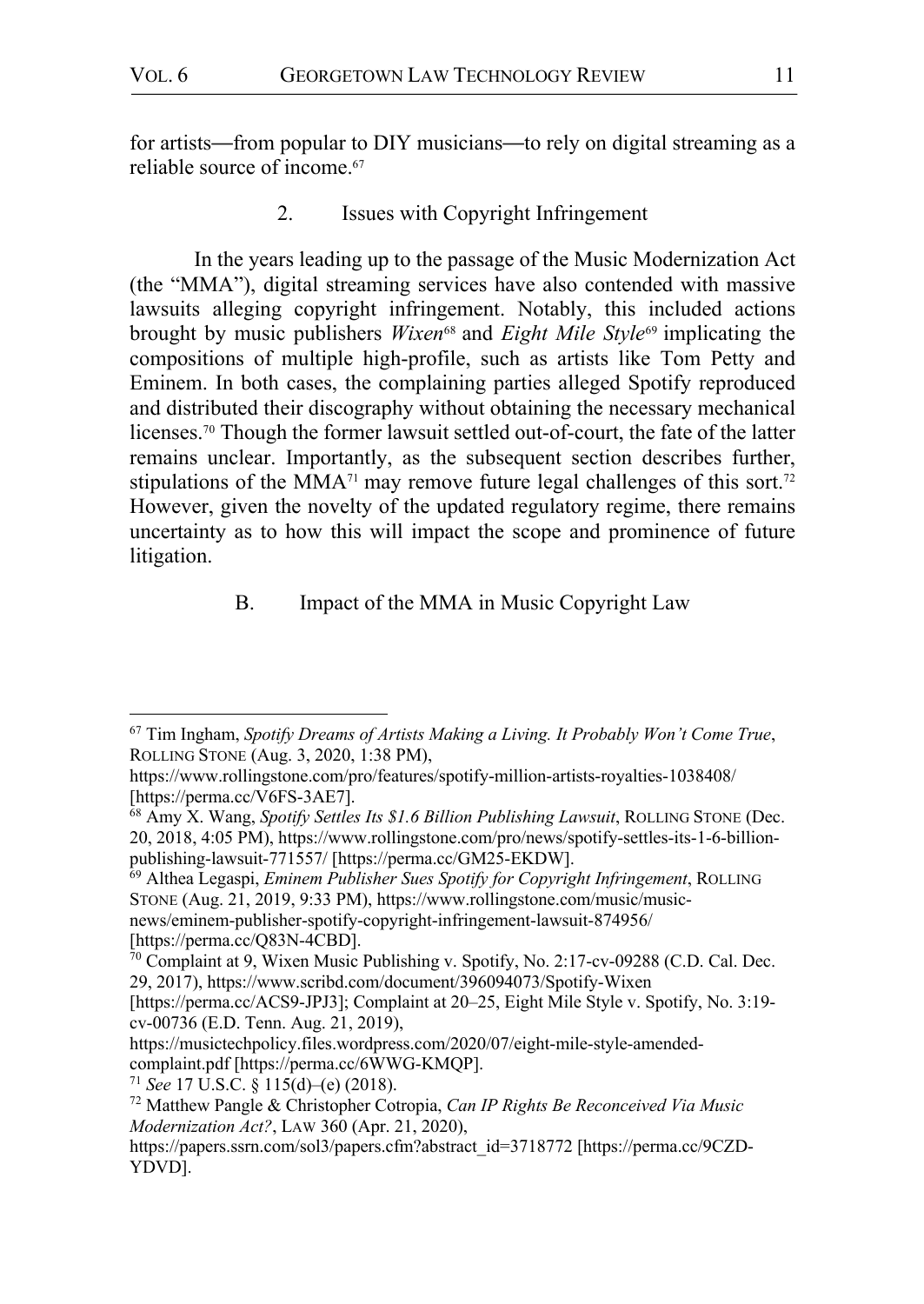for artists—from popular to DIY musicians—to rely on digital streaming as a reliable source of income.[67]

### 2. Issues with Copyright Infringement

In the years leading up to the passage of the Music Modernization Act (the "MMA"), digital streaming services have also contended with massive lawsuits alleging copyright infringement. Notably, this included actions brought by music publishers *Wixen*[68] and *Eight Mile Style*[69] implicating the compositions of multiple high-profile, such as artists like Tom Petty and Eminem. In both cases, the complaining parties alleged Spotify reproduced and distributed their discography without obtaining the necessary mechanical licenses.[70] Though the former lawsuit settled out-of-court, the fate of the latter remains unclear. Importantly, as the subsequent section describes further, stipulations of the MMA[71] may remove future legal challenges of this sort.[72] However, given the novelty of the updated regulatory regime, there remains uncertainty as to how this will impact the scope and prominence of future litigation.

## B. Impact of the MMA in Music Copyright Law

---

[67] Tim Ingham, *Spotify Dreams of Artists Making a Living. It Probably Won't Come True*, ROLLING STONE (Aug. 3, 2020, 1:38 PM), https://www.rollingstone.com/pro/features/spotify-million-artists-royalties-1038408/ [https://perma.cc/V6FS-3AE7].

[68] Amy X. Wang, *Spotify Settles Its $1.6 Billion Publishing Lawsuit*, ROLLING STONE (Dec. 20, 2018, 4:05 PM), https://www.rollingstone.com/pro/news/spotify-settles-its-1-6-billion-publishing-lawsuit-771557/ [https://perma.cc/GM25-EKDW].

[69] Althea Legaspi, *Eminem Publisher Sues Spotify for Copyright Infringement*, ROLLING STONE (Aug. 21, 2019, 9:33 PM), https://www.rollingstone.com/music/music-news/eminem-publisher-spotify-copyright-infringement-lawsuit-874956/ [https://perma.cc/Q83N-4CBD].

[70] Complaint at 9, Wixen Music Publishing v. Spotify, No. 2:17-cv-09288 (C.D. Cal. Dec. 29, 2017), https://www.scribd.com/document/396094073/Spotify-Wixen [https://perma.cc/ACS9-JPJ3]; Complaint at 20–25, Eight Mile Style v. Spotify, No. 3:19-cv-00736 (E.D. Tenn. Aug. 21, 2019), https://musictechpolicy.files.wordpress.com/2020/07/eight-mile-style-amended-complaint.pdf [https://perma.cc/6WWG-KMQP].

[71] *See* 17 U.S.C. § 115(d)–(e) (2018).

[72] Matthew Pangle & Christopher Cotropia, *Can IP Rights Be Reconceived Via Music Modernization Act?*, LAW 360 (Apr. 21, 2020), https://papers.ssrn.com/sol3/papers.cfm?abstract_id=3718772 [https://perma.cc/9CZD-YDVD].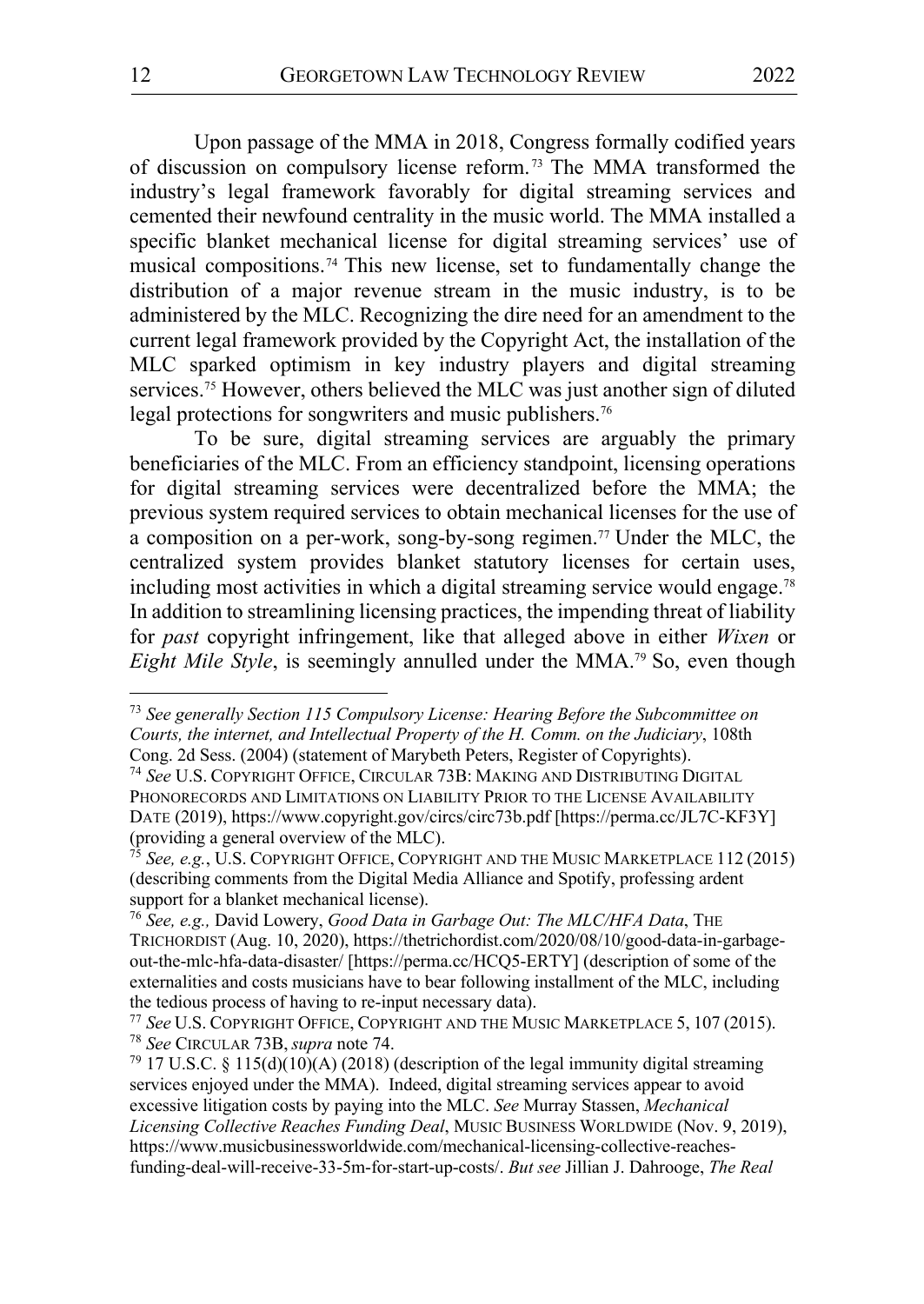Upon passage of the MMA in 2018, Congress formally codified years of discussion on compulsory license reform.[73] The MMA transformed the industry's legal framework favorably for digital streaming services and cemented their newfound centrality in the music world. The MMA installed a specific blanket mechanical license for digital streaming services' use of musical compositions.[74] This new license, set to fundamentally change the distribution of a major revenue stream in the music industry, is to be administered by the MLC. Recognizing the dire need for an amendment to the current legal framework provided by the Copyright Act, the installation of the MLC sparked optimism in key industry players and digital streaming services.[75] However, others believed the MLC was just another sign of diluted legal protections for songwriters and music publishers.[76]

To be sure, digital streaming services are arguably the primary beneficiaries of the MLC. From an efficiency standpoint, licensing operations for digital streaming services were decentralized before the MMA; the previous system required services to obtain mechanical licenses for the use of a composition on a per-work, song-by-song regimen.[77] Under the MLC, the centralized system provides blanket statutory licenses for certain uses, including most activities in which a digital streaming service would engage.[78] In addition to streamlining licensing practices, the impending threat of liability for *past* copyright infringement, like that alleged above in either *Wixen* or *Eight Mile Style*, is seemingly annulled under the MMA.[79] So, even though

---

[73] *See generally Section 115 Compulsory License: Hearing Before the Subcommittee on Courts, the internet, and Intellectual Property of the H. Comm. on the Judiciary*, 108th Cong. 2d Sess. (2004) (statement of Marybeth Peters, Register of Copyrights).

[74] *See* U.S. COPYRIGHT OFFICE, CIRCULAR 73B: MAKING AND DISTRIBUTING DIGITAL PHONORECORDS AND LIMITATIONS ON LIABILITY PRIOR TO THE LICENSE AVAILABILITY DATE (2019), https://www.copyright.gov/circs/circ73b.pdf [https://perma.cc/JL7C-KF3Y] (providing a general overview of the MLC).

[75] *See, e.g.*, U.S. COPYRIGHT OFFICE, COPYRIGHT AND THE MUSIC MARKETPLACE 112 (2015) (describing comments from the Digital Media Alliance and Spotify, professing ardent support for a blanket mechanical license).

[76] *See, e.g.,* David Lowery, *Good Data in Garbage Out: The MLC/HFA Data*, THE TRICHORDIST (Aug. 10, 2020), https://thetrichordist.com/2020/08/10/good-data-in-garbage-out-the-mlc-hfa-data-disaster/ [https://perma.cc/HCQ5-ERTY] (description of some of the externalities and costs musicians have to bear following installment of the MLC, including the tedious process of having to re-input necessary data).

[77] *See* U.S. COPYRIGHT OFFICE, COPYRIGHT AND THE MUSIC MARKETPLACE 5, 107 (2015).

[78] *See* CIRCULAR 73B, *supra* note 74.

[79] 17 U.S.C. § 115(d)(10)(A) (2018) (description of the legal immunity digital streaming services enjoyed under the MMA). Indeed, digital streaming services appear to avoid excessive litigation costs by paying into the MLC. *See* Murray Stassen, *Mechanical Licensing Collective Reaches Funding Deal*, MUSIC BUSINESS WORLDWIDE (Nov. 9, 2019), https://www.musicbusinessworldwide.com/mechanical-licensing-collective-reaches-funding-deal-will-receive-33-5m-for-start-up-costs/. *But see* Jillian J. Dahrooge, *The Real*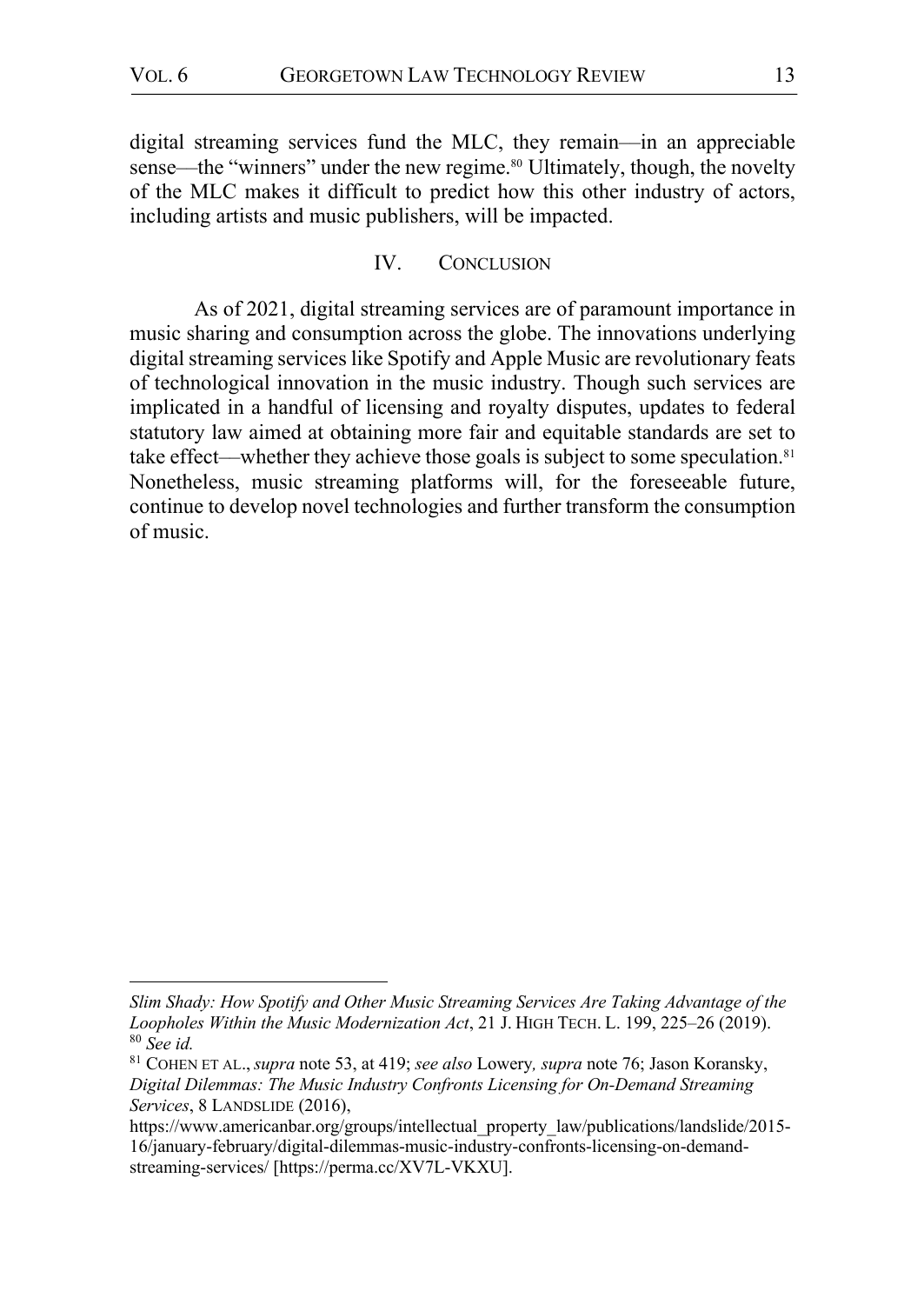digital streaming services fund the MLC, they remain—in an appreciable sense—the "winners" under the new regime.[80] Ultimately, though, the novelty of the MLC makes it difficult to predict how this other industry of actors, including artists and music publishers, will be impacted.

## IV. CONCLUSION

As of 2021, digital streaming services are of paramount importance in music sharing and consumption across the globe. The innovations underlying digital streaming services like Spotify and Apple Music are revolutionary feats of technological innovation in the music industry. Though such services are implicated in a handful of licensing and royalty disputes, updates to federal statutory law aimed at obtaining more fair and equitable standards are set to take effect—whether they achieve those goals is subject to some speculation.[81] Nonetheless, music streaming platforms will, for the foreseeable future, continue to develop novel technologies and further transform the consumption of music.

---

*Slim Shady: How Spotify and Other Music Streaming Services Are Taking Advantage of the Loopholes Within the Music Modernization Act*, 21 J. HIGH TECH. L. 199, 225–26 (2019).

[80] *See id.*

[81] COHEN ET AL., *supra* note 53, at 419; *see also* Lowery*, supra* note 76; Jason Koransky, *Digital Dilemmas: The Music Industry Confronts Licensing for On-Demand Streaming Services*, 8 LANDSLIDE (2016), https://www.americanbar.org/groups/intellectual_property_law/publications/landslide/2015-16/january-february/digital-dilemmas-music-industry-confronts-licensing-on-demand-streaming-services/ [https://perma.cc/XV7L-VKXU].